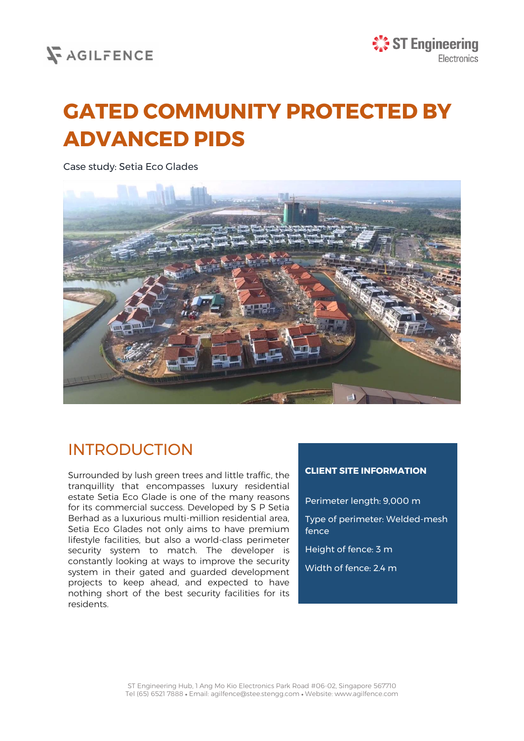# GATED COMMUNITY PROTECTED BY ADVANCED PIDS

Case study: Setia Eco Glades

## INTRODUCTION

Surrounded by lush green trees and little traffic, the tranquillity that encompasses luxury residential estate Setia Eco Glade is one of the many reasons for its commercial success. Developed by S P Setia Berhad as a luxurious multi-million residential area, Setia Eco Glades not only aims to have premium lifestyle facilities, but also a world-class perimeter security system to match. The developer is constantly looking at ways to improve the security system in their gated and guarded development projects to keep ahead, and expected to have nothing short of the best security facilities for its residents.

### CLIENT SITE INFORMATION

Perimeter length: 9,000 m

Type of perimeter: Welded-mesh fence

Height of fence: 3 m

Width of fence: 2.4 m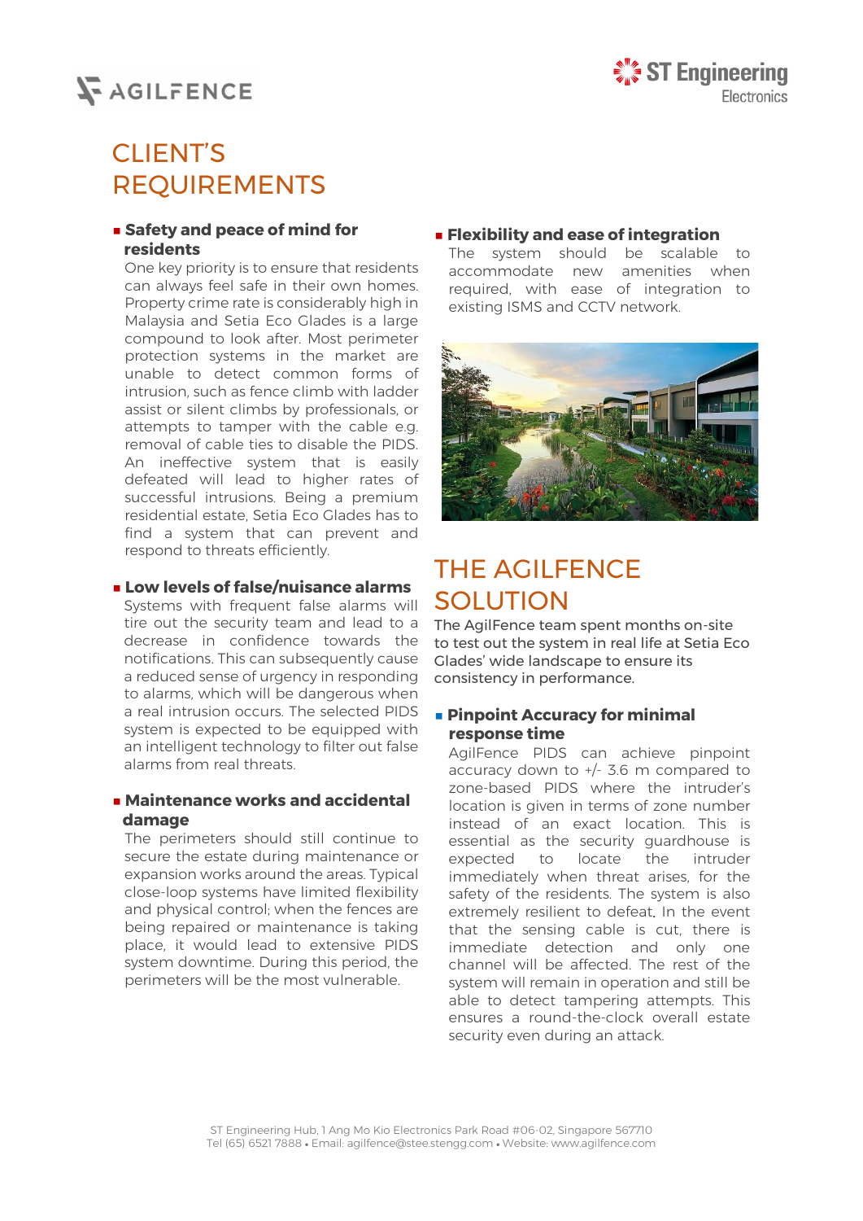# CLIENT'S REQUIREMENTS

- **Safety and peace of mind for residents**

  One key priority is to ensure that residents can always feel safe in their own homes. Property crime rate is considerably high in Malaysia and Setia Eco Glades is a large compound to look after. Most perimeter protection systems in the market are unable to detect common forms of intrusion, such as fence climb with ladder assist or silent climbs by professionals, or attempts to tamper with the cable e.g. removal of cable ties to disable the PIDS. An ineffective system that is easily defeated will lead to higher rates of successful intrusions. Being a premium residential estate, Setia Eco Glades has to find a system that can prevent and respond to threats efficiently.

- **Low levels of false/nuisance alarms**

  Systems with frequent false alarms will tire out the security team and lead to a decrease in confidence towards the notifications. This can subsequently cause a reduced sense of urgency in responding to alarms, which will be dangerous when a real intrusion occurs. The selected PIDS system is expected to be equipped with an intelligent technology to filter out false alarms from real threats.

- **Maintenance works and accidental damage**

  The perimeters should still continue to secure the estate during maintenance or expansion works around the areas. Typical close-loop systems have limited flexibility and physical control; when the fences are being repaired or maintenance is taking place, it would lead to extensive PIDS system downtime. During this period, the perimeters will be the most vulnerable.

- **Flexibility and ease of integration**

  The system should be scalable to accommodate new amenities when required, with ease of integration to existing ISMS and CCTV network.

# THE AGILFENCE SOLUTION

The AgilFence team spent months on-site to test out the system in real life at Setia Eco Glades' wide landscape to ensure its consistency in performance.

- **Pinpoint Accuracy for minimal response time**

  AgilFence PIDS can achieve pinpoint accuracy down to +/- 3.6 m compared to zone-based PIDS where the intruder's location is given in terms of zone number instead of an exact location. This is essential as the security guardhouse is expected to locate the intruder immediately when threat arises, for the safety of the residents. The system is also extremely resilient to defeat. In the event that the sensing cable is cut, there is immediate detection and only one channel will be affected. The rest of the system will remain in operation and still be able to detect tampering attempts. This ensures a round-the-clock overall estate security even during an attack.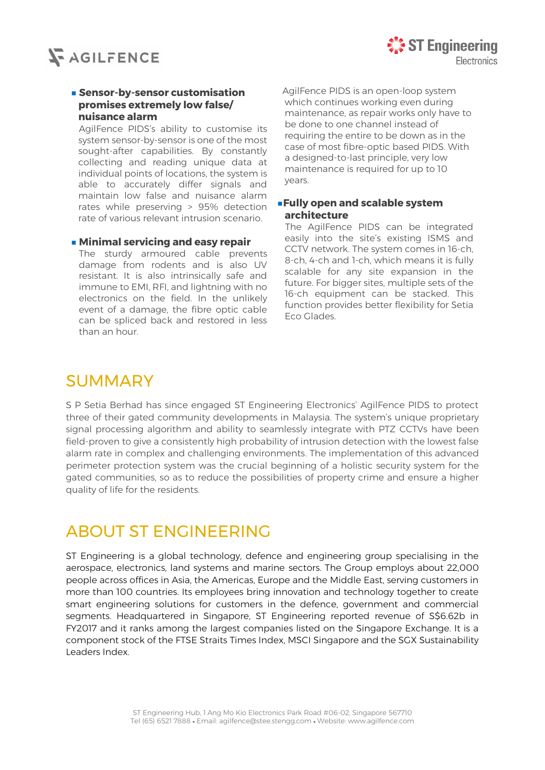- **Sensor-by-sensor customisation promises extremely low false/ nuisance alarm**
  AgilFence PIDS's ability to customise its system sensor-by-sensor is one of the most sought-after capabilities. By constantly collecting and reading unique data at individual points of locations, the system is able to accurately differ signals and maintain low false and nuisance alarm rates while preserving > 95% detection rate of various relevant intrusion scenario.

- **Minimal servicing and easy repair**
  The sturdy armoured cable prevents damage from rodents and is also UV resistant. It is also intrinsically safe and immune to EMI, RFI, and lightning with no electronics on the field. In the unlikely event of a damage, the fibre optic cable can be spliced back and restored in less than an hour.

  AgilFence PIDS is an open-loop system which continues working even during maintenance, as repair works only have to be done to one channel instead of requiring the entire to be down as in the case of most fibre-optic based PIDS. With a designed-to-last principle, very low maintenance is required for up to 10 years.

- **Fully open and scalable system architecture**
  The AgilFence PIDS can be integrated easily into the site's existing ISMS and CCTV network. The system comes in 16-ch, 8-ch, 4-ch and 1-ch, which means it is fully scalable for any site expansion in the future. For bigger sites, multiple sets of the 16-ch equipment can be stacked. This function provides better flexibility for Setia Eco Glades.

## SUMMARY

S P Setia Berhad has since engaged ST Engineering Electronics' AgilFence PIDS to protect three of their gated community developments in Malaysia. The system's unique proprietary signal processing algorithm and ability to seamlessly integrate with PTZ CCTVs have been field-proven to give a consistently high probability of intrusion detection with the lowest false alarm rate in complex and challenging environments. The implementation of this advanced perimeter protection system was the crucial beginning of a holistic security system for the gated communities, so as to reduce the possibilities of property crime and ensure a higher quality of life for the residents.

## ABOUT ST ENGINEERING

ST Engineering is a global technology, defence and engineering group specialising in the aerospace, electronics, land systems and marine sectors. The Group employs about 22,000 people across offices in Asia, the Americas, Europe and the Middle East, serving customers in more than 100 countries. Its employees bring innovation and technology together to create smart engineering solutions for customers in the defence, government and commercial segments. Headquartered in Singapore, ST Engineering reported revenue of S$6.62b in FY2017 and it ranks among the largest companies listed on the Singapore Exchange. It is a component stock of the FTSE Straits Times Index, MSCI Singapore and the SGX Sustainability Leaders Index.

ST Engineering Hub, 1 Ang Mo Kio Electronics Park Road #06-02, Singapore 567710
Tel (65) 6521 7888 • Email: agilfence@stee.stengg.com • Website: www.agilfence.com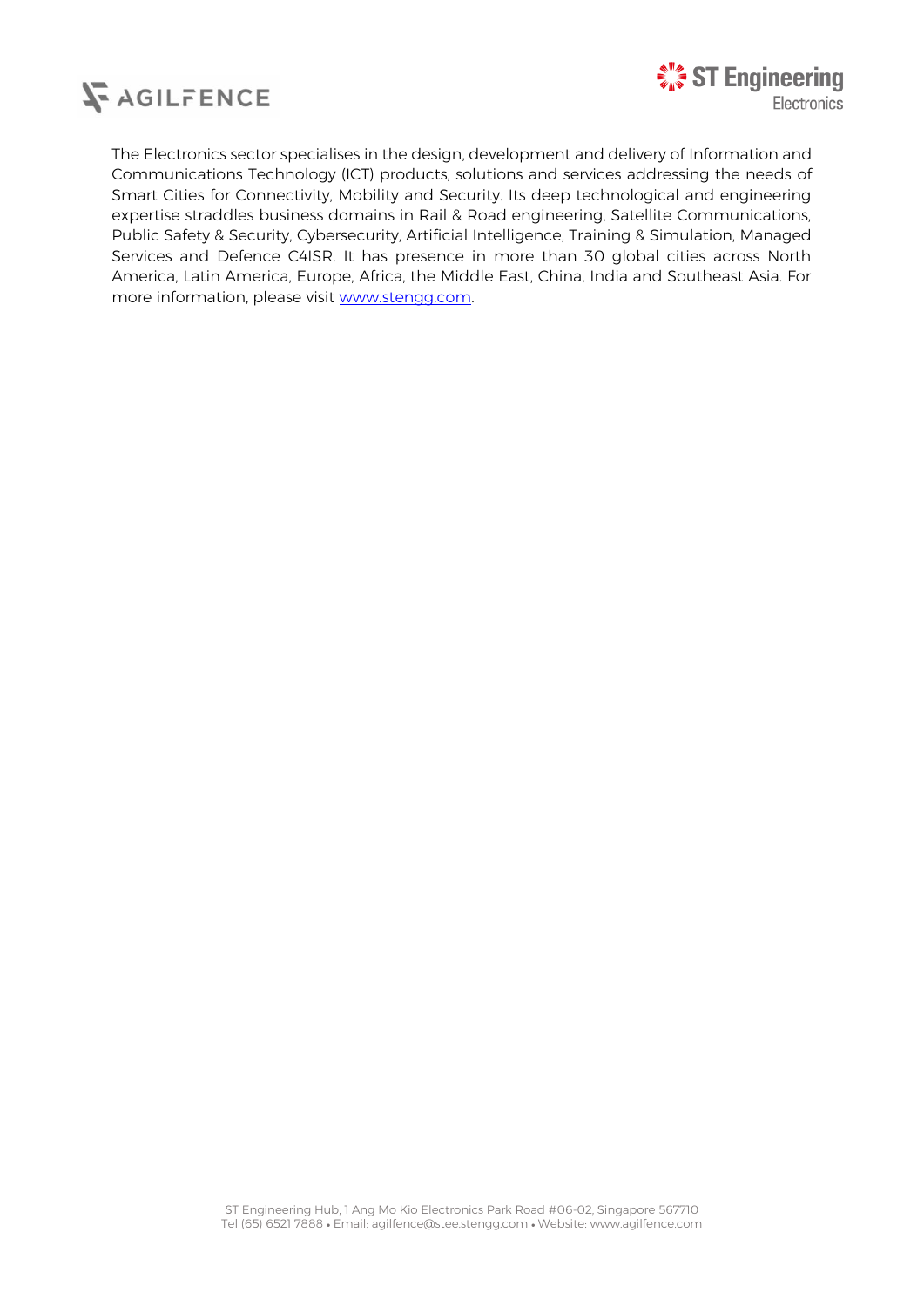The Electronics sector specialises in the design, development and delivery of Information and Communications Technology (ICT) products, solutions and services addressing the needs of Smart Cities for Connectivity, Mobility and Security. Its deep technological and engineering expertise straddles business domains in Rail & Road engineering, Satellite Communications, Public Safety & Security, Cybersecurity, Artificial Intelligence, Training & Simulation, Managed Services and Defence C4ISR. It has presence in more than 30 global cities across North America, Latin America, Europe, Africa, the Middle East, China, India and Southeast Asia. For more information, please visit www.stengg.com.